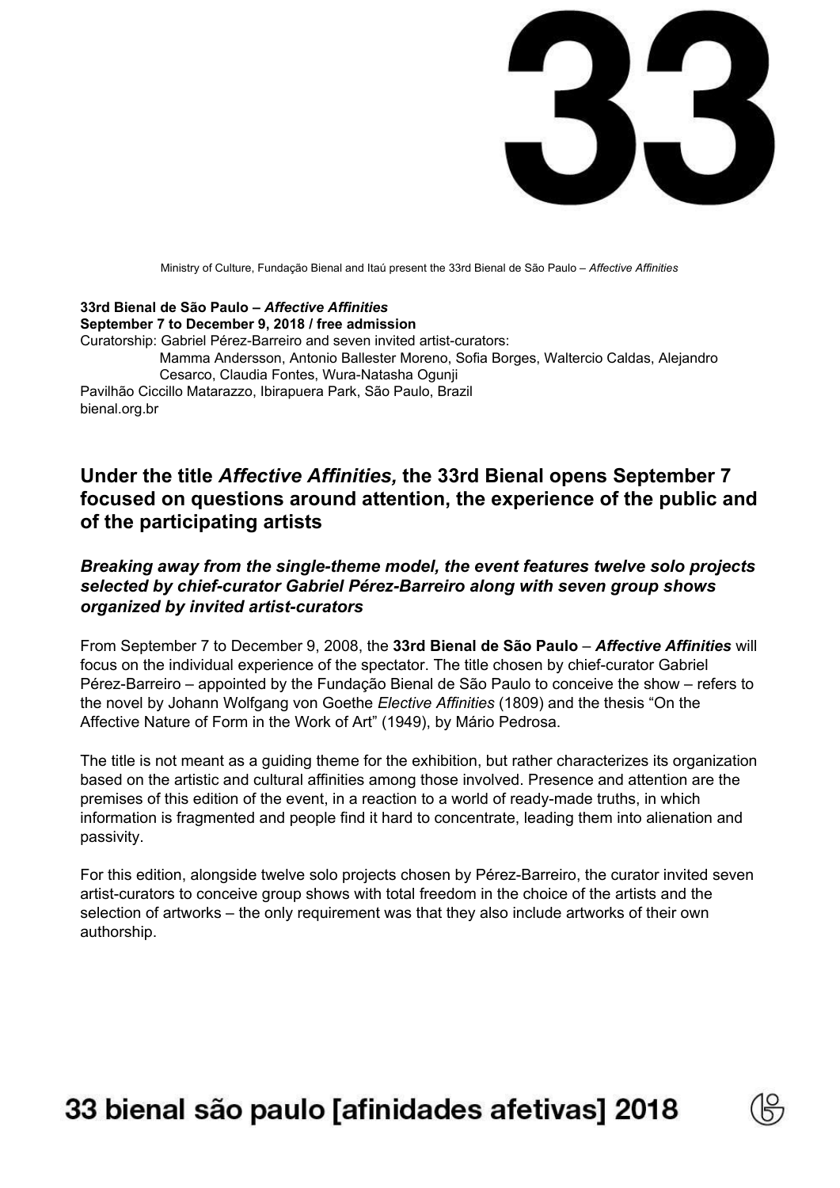# 33

Ministry of Culture, Fundação Bienal and Itaú present the 33rd Bienal de São Paulo – *Affective Affinities*

**33rd Bienal de São Paulo –** ***Affective Affinities***
**September 7 to December 9, 2018 / free admission**
Curatorship: Gabriel Pérez-Barreiro and seven invited artist-curators:
Mamma Andersson, Antonio Ballester Moreno, Sofia Borges, Waltercio Caldas, Alejandro Cesarco, Claudia Fontes, Wura-Natasha Ogunji
Pavilhão Ciccillo Matarazzo, Ibirapuera Park, São Paulo, Brazil
bienal.org.br

## Under the title *Affective Affinities,* the 33rd Bienal opens September 7 focused on questions around attention, the experience of the public and of the participating artists

### *Breaking away from the single-theme model, the event features twelve solo projects selected by chief-curator Gabriel Pérez-Barreiro along with seven group shows organized by invited artist-curators*

From September 7 to December 9, 2008, the **33rd Bienal de São Paulo** – ***Affective Affinities*** will focus on the individual experience of the spectator. The title chosen by chief-curator Gabriel Pérez-Barreiro – appointed by the Fundação Bienal de São Paulo to conceive the show – refers to the novel by Johann Wolfgang von Goethe *Elective Affinities* (1809) and the thesis "On the Affective Nature of Form in the Work of Art" (1949), by Mário Pedrosa.

The title is not meant as a guiding theme for the exhibition, but rather characterizes its organization based on the artistic and cultural affinities among those involved. Presence and attention are the premises of this edition of the event, in a reaction to a world of ready-made truths, in which information is fragmented and people find it hard to concentrate, leading them into alienation and passivity.

For this edition, alongside twelve solo projects chosen by Pérez-Barreiro, the curator invited seven artist-curators to conceive group shows with total freedom in the choice of the artists and the selection of artworks – the only requirement was that they also include artworks of their own authorship.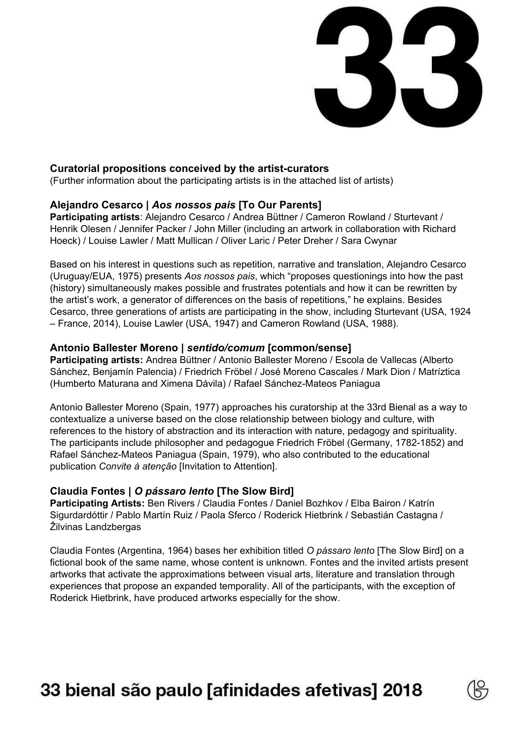## Curatorial propositions conceived by the artist-curators

(Further information about the participating artists is in the attached list of artists)

### Alejandro Cesarco | *Aos nossos pais* [To Our Parents]

**Participating artists**: Alejandro Cesarco / Andrea Büttner / Cameron Rowland / Sturtevant / Henrik Olesen / Jennifer Packer / John Miller (including an artwork in collaboration with Richard Hoeck) / Louise Lawler / Matt Mullican / Oliver Laric / Peter Dreher / Sara Cwynar

Based on his interest in questions such as repetition, narrative and translation, Alejandro Cesarco (Uruguay/EUA, 1975) presents *Aos nossos pais*, which "proposes questionings into how the past (history) simultaneously makes possible and frustrates potentials and how it can be rewritten by the artist's work, a generator of differences on the basis of repetitions," he explains. Besides Cesarco, three generations of artists are participating in the show, including Sturtevant (USA, 1924 – France, 2014), Louise Lawler (USA, 1947) and Cameron Rowland (USA, 1988).

### Antonio Ballester Moreno | *sentido/comum* [common/sense]

**Participating artists:** Andrea Büttner / Antonio Ballester Moreno / Escola de Vallecas (Alberto Sánchez, Benjamín Palencia) / Friedrich Fröbel / José Moreno Cascales / Mark Dion / Matríztica (Humberto Maturana and Ximena Dávila) / Rafael Sánchez-Mateos Paniagua

Antonio Ballester Moreno (Spain, 1977) approaches his curatorship at the 33rd Bienal as a way to contextualize a universe based on the close relationship between biology and culture, with references to the history of abstraction and its interaction with nature, pedagogy and spirituality. The participants include philosopher and pedagogue Friedrich Fröbel (Germany, 1782-1852) and Rafael Sánchez-Mateos Paniagua (Spain, 1979), who also contributed to the educational publication *Convite à atenção* [Invitation to Attention].

### Claudia Fontes | *O pássaro lento* [The Slow Bird]

**Participating Artists:** Ben Rivers / Claudia Fontes / Daniel Bozhkov / Elba Bairon / Katrín Sigurdardóttir / Pablo Martín Ruiz / Paola Sferco / Roderick Hietbrink / Sebastián Castagna / Žilvinas Landzbergas

Claudia Fontes (Argentina, 1964) bases her exhibition titled *O pássaro lento* [The Slow Bird] on a fictional book of the same name, whose content is unknown. Fontes and the invited artists present artworks that activate the approximations between visual arts, literature and translation through experiences that propose an expanded temporality. All of the participants, with the exception of Roderick Hietbrink, have produced artworks especially for the show.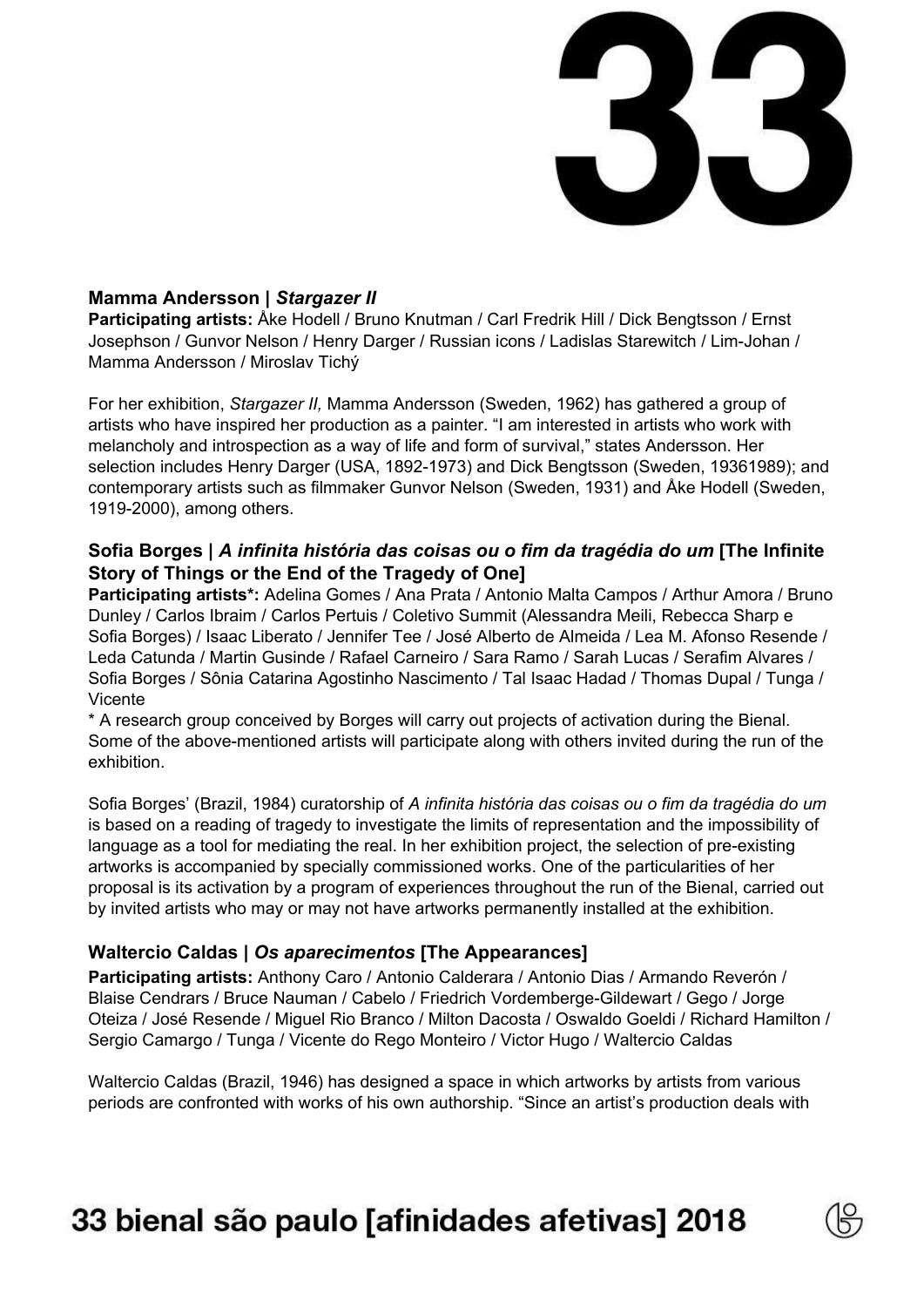### Mamma Andersson | *Stargazer II*

**Participating artists:** Åke Hodell / Bruno Knutman / Carl Fredrik Hill / Dick Bengtsson / Ernst Josephson / Gunvor Nelson / Henry Darger / Russian icons / Ladislas Starewitch / Lim-Johan / Mamma Andersson / Miroslav Tichý

For her exhibition, *Stargazer II,* Mamma Andersson (Sweden, 1962) has gathered a group of artists who have inspired her production as a painter. "I am interested in artists who work with melancholy and introspection as a way of life and form of survival," states Andersson. Her selection includes Henry Darger (USA, 1892-1973) and Dick Bengtsson (Sweden, 19361989); and contemporary artists such as filmmaker Gunvor Nelson (Sweden, 1931) and Åke Hodell (Sweden, 1919-2000), among others.

### Sofia Borges | *A infinita história das coisas ou o fim da tragédia do um* [The Infinite Story of Things or the End of the Tragedy of One]

**Participating artists*:** Adelina Gomes / Ana Prata / Antonio Malta Campos / Arthur Amora / Bruno Dunley / Carlos Ibraim / Carlos Pertuis / Coletivo Summit (Alessandra Meili, Rebecca Sharp e Sofia Borges) / Isaac Liberato / Jennifer Tee / José Alberto de Almeida / Lea M. Afonso Resende / Leda Catunda / Martin Gusinde / Rafael Carneiro / Sara Ramo / Sarah Lucas / Serafim Alvares / Sofia Borges / Sônia Catarina Agostinho Nascimento / Tal Isaac Hadad / Thomas Dupal / Tunga / Vicente

* A research group conceived by Borges will carry out projects of activation during the Bienal. Some of the above-mentioned artists will participate along with others invited during the run of the exhibition.

Sofia Borges' (Brazil, 1984) curatorship of *A infinita história das coisas ou o fim da tragédia do um* is based on a reading of tragedy to investigate the limits of representation and the impossibility of language as a tool for mediating the real. In her exhibition project, the selection of pre-existing artworks is accompanied by specially commissioned works. One of the particularities of her proposal is its activation by a program of experiences throughout the run of the Bienal, carried out by invited artists who may or may not have artworks permanently installed at the exhibition.

### Waltercio Caldas | *Os aparecimentos* [The Appearances]

**Participating artists:** Anthony Caro / Antonio Calderara / Antonio Dias / Armando Reverón / Blaise Cendrars / Bruce Nauman / Cabelo / Friedrich Vordemberge-Gildewart / Gego / Jorge Oteiza / José Resende / Miguel Rio Branco / Milton Dacosta / Oswaldo Goeldi / Richard Hamilton / Sergio Camargo / Tunga / Vicente do Rego Monteiro / Victor Hugo / Waltercio Caldas

Waltercio Caldas (Brazil, 1946) has designed a space in which artworks by artists from various periods are confronted with works of his own authorship. "Since an artist's production deals with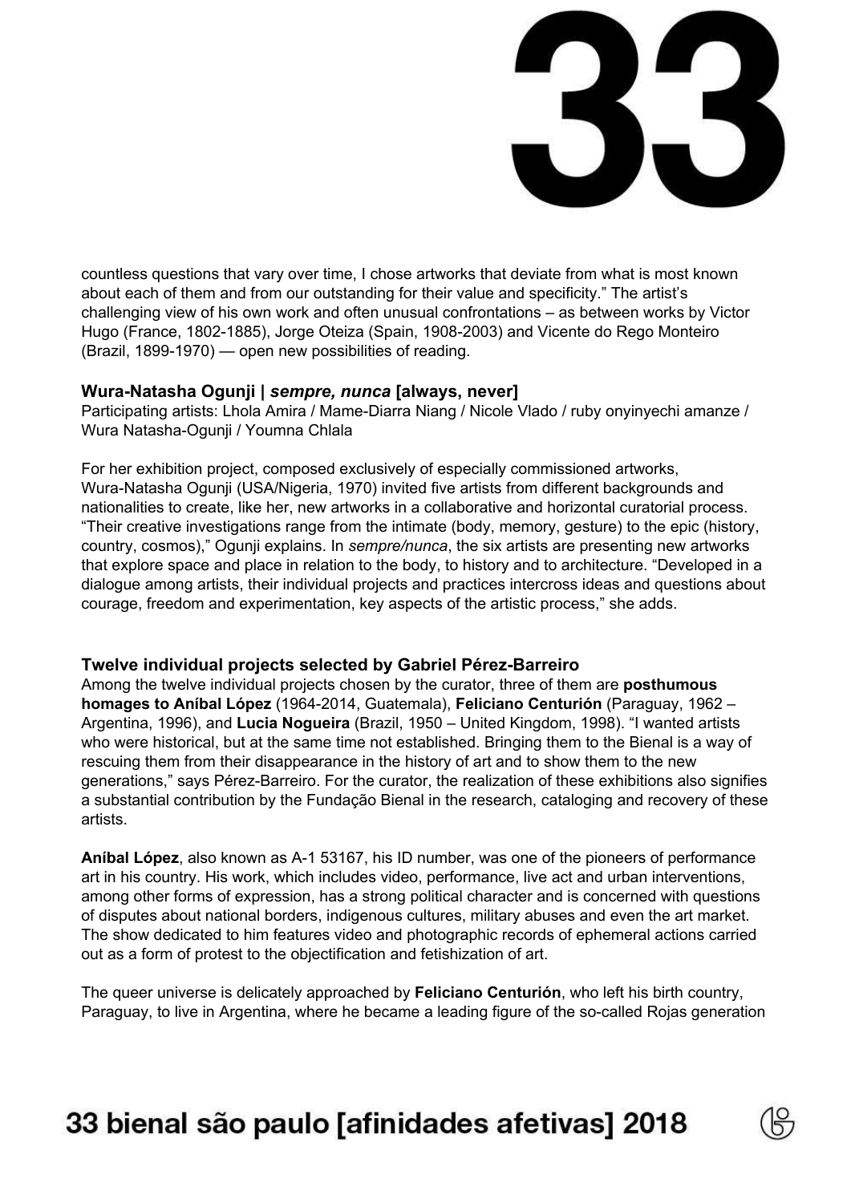countless questions that vary over time, I chose artworks that deviate from what is most known about each of them and from our outstanding for their value and specificity.” The artist’s challenging view of his own work and often unusual confrontations – as between works by Victor Hugo (France, 1802-1885), Jorge Oteiza (Spain, 1908-2003) and Vicente do Rego Monteiro (Brazil, 1899-1970) — open new possibilities of reading.

### Wura-Natasha Ogunji | *sempre, nunca* [always, never]

Participating artists: Lhola Amira / Mame-Diarra Niang / Nicole Vlado / ruby onyinyechi amanze / Wura Natasha-Ogunji / Youmna Chlala

For her exhibition project, composed exclusively of especially commissioned artworks, Wura-Natasha Ogunji (USA/Nigeria, 1970) invited five artists from different backgrounds and nationalities to create, like her, new artworks in a collaborative and horizontal curatorial process. “Their creative investigations range from the intimate (body, memory, gesture) to the epic (history, country, cosmos),” Ogunji explains. In *sempre/nunca*, the six artists are presenting new artworks that explore space and place in relation to the body, to history and to architecture. “Developed in a dialogue among artists, their individual projects and practices intercross ideas and questions about courage, freedom and experimentation, key aspects of the artistic process,” she adds.

### Twelve individual projects selected by Gabriel Pérez-Barreiro

Among the twelve individual projects chosen by the curator, three of them are **posthumous homages to Aníbal López** (1964-2014, Guatemala), **Feliciano Centurión** (Paraguay, 1962 – Argentina, 1996), and **Lucia Nogueira** (Brazil, 1950 – United Kingdom, 1998). “I wanted artists who were historical, but at the same time not established. Bringing them to the Bienal is a way of rescuing them from their disappearance in the history of art and to show them to the new generations,” says Pérez-Barreiro. For the curator, the realization of these exhibitions also signifies a substantial contribution by the Fundação Bienal in the research, cataloging and recovery of these artists.

**Aníbal López**, also known as A-1 53167, his ID number, was one of the pioneers of performance art in his country. His work, which includes video, performance, live act and urban interventions, among other forms of expression, has a strong political character and is concerned with questions of disputes about national borders, indigenous cultures, military abuses and even the art market. The show dedicated to him features video and photographic records of ephemeral actions carried out as a form of protest to the objectification and fetishization of art.

The queer universe is delicately approached by **Feliciano Centurión**, who left his birth country, Paraguay, to live in Argentina, where he became a leading figure of the so-called Rojas generation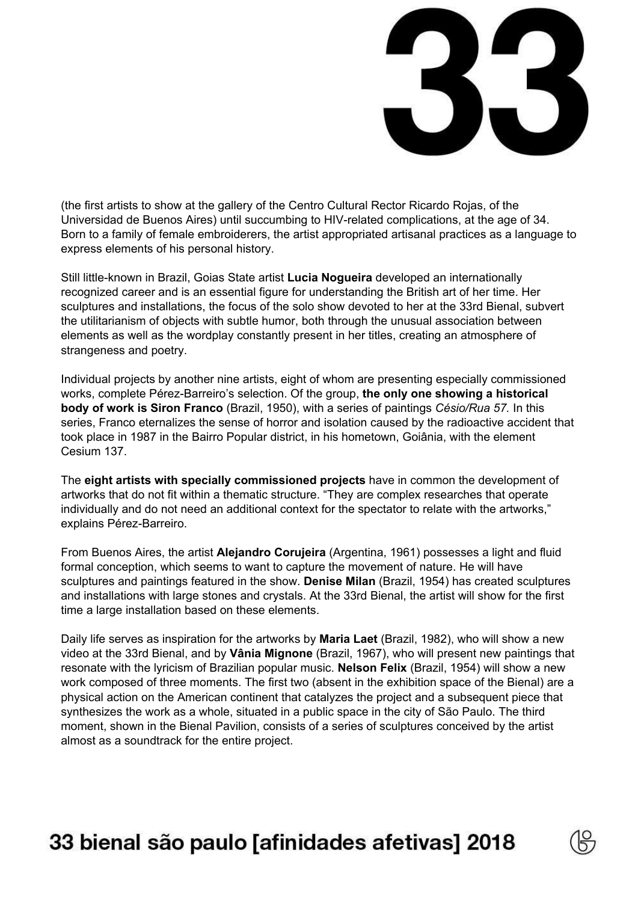(the first artists to show at the gallery of the Centro Cultural Rector Ricardo Rojas, of the Universidad de Buenos Aires) until succumbing to HIV-related complications, at the age of 34. Born to a family of female embroiderers, the artist appropriated artisanal practices as a language to express elements of his personal history.

Still little-known in Brazil, Goias State artist **Lucia Nogueira** developed an internationally recognized career and is an essential figure for understanding the British art of her time. Her sculptures and installations, the focus of the solo show devoted to her at the 33rd Bienal, subvert the utilitarianism of objects with subtle humor, both through the unusual association between elements as well as the wordplay constantly present in her titles, creating an atmosphere of strangeness and poetry.

Individual projects by another nine artists, eight of whom are presenting especially commissioned works, complete Pérez-Barreiro's selection. Of the group, **the only one showing a historical body of work is Siron Franco** (Brazil, 1950), with a series of paintings *Césio/Rua 57.* In this series, Franco eternalizes the sense of horror and isolation caused by the radioactive accident that took place in 1987 in the Bairro Popular district, in his hometown, Goiânia, with the element Cesium 137.

The **eight artists with specially commissioned projects** have in common the development of artworks that do not fit within a thematic structure. "They are complex researches that operate individually and do not need an additional context for the spectator to relate with the artworks," explains Pérez-Barreiro.

From Buenos Aires, the artist **Alejandro Corujeira** (Argentina, 1961) possesses a light and fluid formal conception, which seems to want to capture the movement of nature. He will have sculptures and paintings featured in the show. **Denise Milan** (Brazil, 1954) has created sculptures and installations with large stones and crystals. At the 33rd Bienal, the artist will show for the first time a large installation based on these elements.

Daily life serves as inspiration for the artworks by **Maria Laet** (Brazil, 1982), who will show a new video at the 33rd Bienal, and by **Vânia Mignone** (Brazil, 1967), who will present new paintings that resonate with the lyricism of Brazilian popular music. **Nelson Felix** (Brazil, 1954) will show a new work composed of three moments. The first two (absent in the exhibition space of the Bienal) are a physical action on the American continent that catalyzes the project and a subsequent piece that synthesizes the work as a whole, situated in a public space in the city of São Paulo. The third moment, shown in the Bienal Pavilion, consists of a series of sculptures conceived by the artist almost as a soundtrack for the entire project.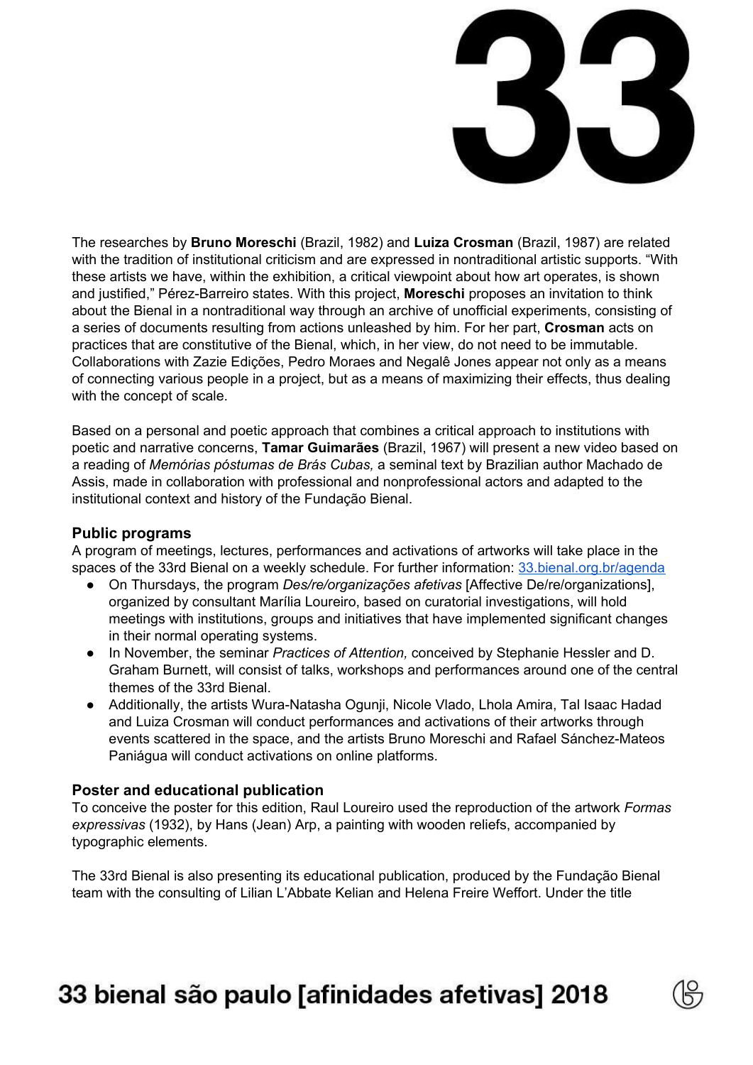The researches by **Bruno Moreschi** (Brazil, 1982) and **Luiza Crosman** (Brazil, 1987) are related with the tradition of institutional criticism and are expressed in nontraditional artistic supports. "With these artists we have, within the exhibition, a critical viewpoint about how art operates, is shown and justified," Pérez-Barreiro states. With this project, **Moreschi** proposes an invitation to think about the Bienal in a nontraditional way through an archive of unofficial experiments, consisting of a series of documents resulting from actions unleashed by him. For her part, **Crosman** acts on practices that are constitutive of the Bienal, which, in her view, do not need to be immutable. Collaborations with Zazie Edições, Pedro Moraes and Negalê Jones appear not only as a means of connecting various people in a project, but as a means of maximizing their effects, thus dealing with the concept of scale.

Based on a personal and poetic approach that combines a critical approach to institutions with poetic and narrative concerns, **Tamar Guimarães** (Brazil, 1967) will present a new video based on a reading of *Memórias póstumas de Brás Cubas,* a seminal text by Brazilian author Machado de Assis, made in collaboration with professional and nonprofessional actors and adapted to the institutional context and history of the Fundação Bienal.

### Public programs

A program of meetings, lectures, performances and activations of artworks will take place in the spaces of the 33rd Bienal on a weekly schedule. For further information: 33.bienal.org.br/agenda

- On Thursdays, the program *Des/re/organizações afetivas* [Affective De/re/organizations], organized by consultant Marília Loureiro, based on curatorial investigations, will hold meetings with institutions, groups and initiatives that have implemented significant changes in their normal operating systems.
- In November, the seminar *Practices of Attention,* conceived by Stephanie Hessler and D. Graham Burnett, will consist of talks, workshops and performances around one of the central themes of the 33rd Bienal.
- Additionally, the artists Wura-Natasha Ogunji, Nicole Vlado, Lhola Amira, Tal Isaac Hadad and Luiza Crosman will conduct performances and activations of their artworks through events scattered in the space, and the artists Bruno Moreschi and Rafael Sánchez-Mateos Paniágua will conduct activations on online platforms.

### Poster and educational publication

To conceive the poster for this edition, Raul Loureiro used the reproduction of the artwork *Formas expressivas* (1932), by Hans (Jean) Arp, a painting with wooden reliefs, accompanied by typographic elements.

The 33rd Bienal is also presenting its educational publication, produced by the Fundação Bienal team with the consulting of Lilian L'Abbate Kelian and Helena Freire Weffort. Under the title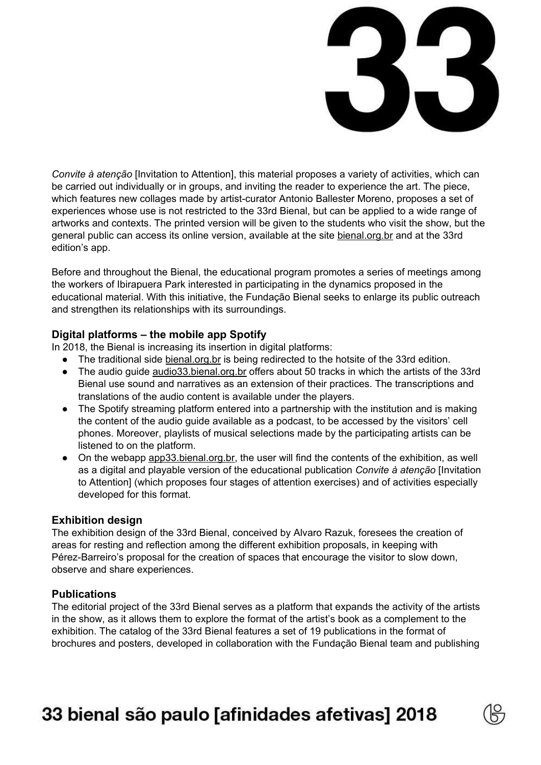*Convite à atenção* [Invitation to Attention], this material proposes a variety of activities, which can be carried out individually or in groups, and inviting the reader to experience the art. The piece, which features new collages made by artist-curator Antonio Ballester Moreno, proposes a set of experiences whose use is not restricted to the 33rd Bienal, but can be applied to a wide range of artworks and contexts. The printed version will be given to the students who visit the show, but the general public can access its online version, available at the site bienal.org.br and at the 33rd edition's app.

Before and throughout the Bienal, the educational program promotes a series of meetings among the workers of Ibirapuera Park interested in participating in the dynamics proposed in the educational material. With this initiative, the Fundação Bienal seeks to enlarge its public outreach and strengthen its relationships with its surroundings.

### Digital platforms – the mobile app Spotify

In 2018, the Bienal is increasing its insertion in digital platforms:

- The traditional side bienal.org.br is being redirected to the hotsite of the 33rd edition.
- The audio guide audio33.bienal.org.br offers about 50 tracks in which the artists of the 33rd Bienal use sound and narratives as an extension of their practices. The transcriptions and translations of the audio content is available under the players.
- The Spotify streaming platform entered into a partnership with the institution and is making the content of the audio guide available as a podcast, to be accessed by the visitors' cell phones. Moreover, playlists of musical selections made by the participating artists can be listened to on the platform.
- On the webapp app33.bienal.org.br, the user will find the contents of the exhibition, as well as a digital and playable version of the educational publication *Convite à atenção* [Invitation to Attention] (which proposes four stages of attention exercises) and of activities especially developed for this format.

### Exhibition design

The exhibition design of the 33rd Bienal, conceived by Alvaro Razuk, foresees the creation of areas for resting and reflection among the different exhibition proposals, in keeping with Pérez-Barreiro's proposal for the creation of spaces that encourage the visitor to slow down, observe and share experiences.

### Publications

The editorial project of the 33rd Bienal serves as a platform that expands the activity of the artists in the show, as it allows them to explore the format of the artist's book as a complement to the exhibition. The catalog of the 33rd Bienal features a set of 19 publications in the format of brochures and posters, developed in collaboration with the Fundação Bienal team and publishing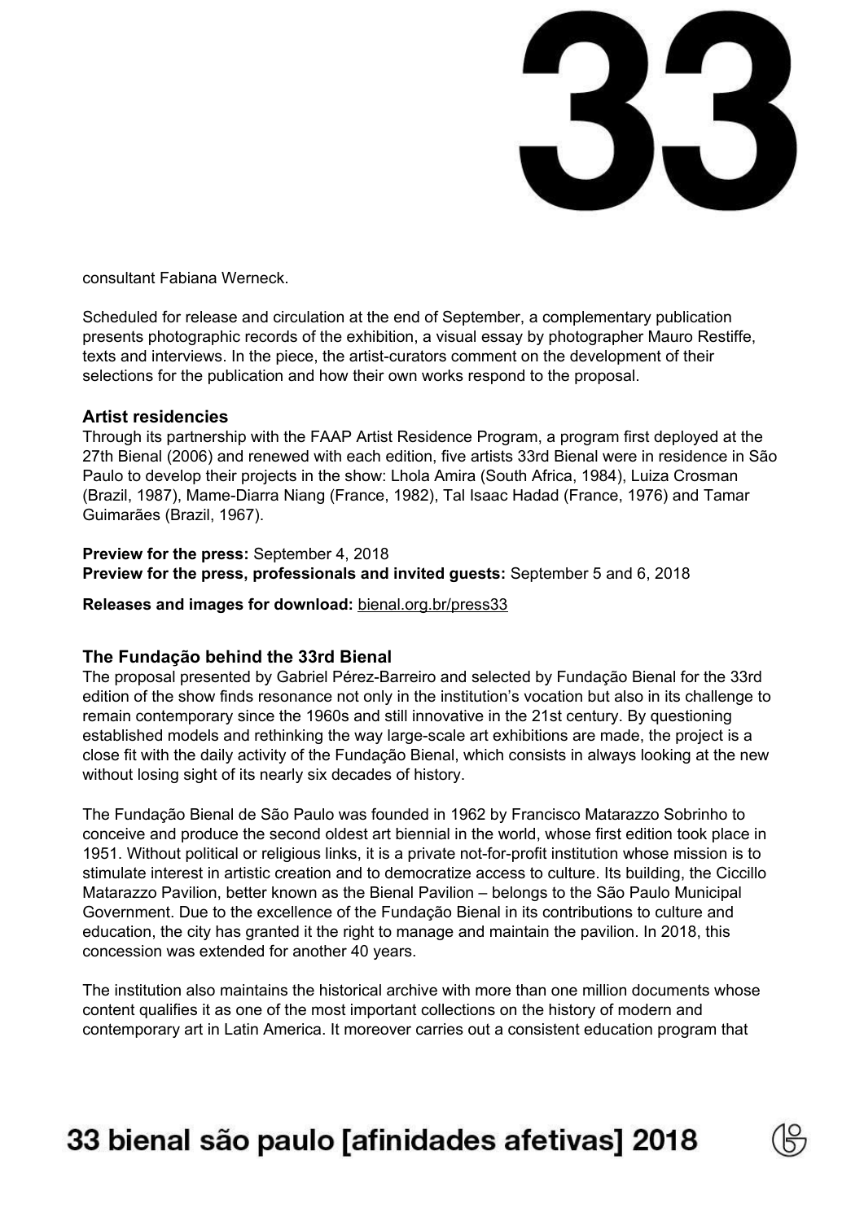consultant Fabiana Werneck.

Scheduled for release and circulation at the end of September, a complementary publication presents photographic records of the exhibition, a visual essay by photographer Mauro Restiffe, texts and interviews. In the piece, the artist-curators comment on the development of their selections for the publication and how their own works respond to the proposal.

### Artist residencies

Through its partnership with the FAAP Artist Residence Program, a program first deployed at the 27th Bienal (2006) and renewed with each edition, five artists 33rd Bienal were in residence in São Paulo to develop their projects in the show: Lhola Amira (South Africa, 1984), Luiza Crosman (Brazil, 1987), Mame-Diarra Niang (France, 1982), Tal Isaac Hadad (France, 1976) and Tamar Guimarães (Brazil, 1967).

**Preview for the press:** September 4, 2018
**Preview for the press, professionals and invited guests:** September 5 and 6, 2018

**Releases and images for download:** bienal.org.br/press33

### The Fundação behind the 33rd Bienal

The proposal presented by Gabriel Pérez-Barreiro and selected by Fundação Bienal for the 33rd edition of the show finds resonance not only in the institution's vocation but also in its challenge to remain contemporary since the 1960s and still innovative in the 21st century. By questioning established models and rethinking the way large-scale art exhibitions are made, the project is a close fit with the daily activity of the Fundação Bienal, which consists in always looking at the new without losing sight of its nearly six decades of history.

The Fundação Bienal de São Paulo was founded in 1962 by Francisco Matarazzo Sobrinho to conceive and produce the second oldest art biennial in the world, whose first edition took place in 1951. Without political or religious links, it is a private not-for-profit institution whose mission is to stimulate interest in artistic creation and to democratize access to culture. Its building, the Ciccillo Matarazzo Pavilion, better known as the Bienal Pavilion – belongs to the São Paulo Municipal Government. Due to the excellence of the Fundação Bienal in its contributions to culture and education, the city has granted it the right to manage and maintain the pavilion. In 2018, this concession was extended for another 40 years.

The institution also maintains the historical archive with more than one million documents whose content qualifies it as one of the most important collections on the history of modern and contemporary art in Latin America. It moreover carries out a consistent education program that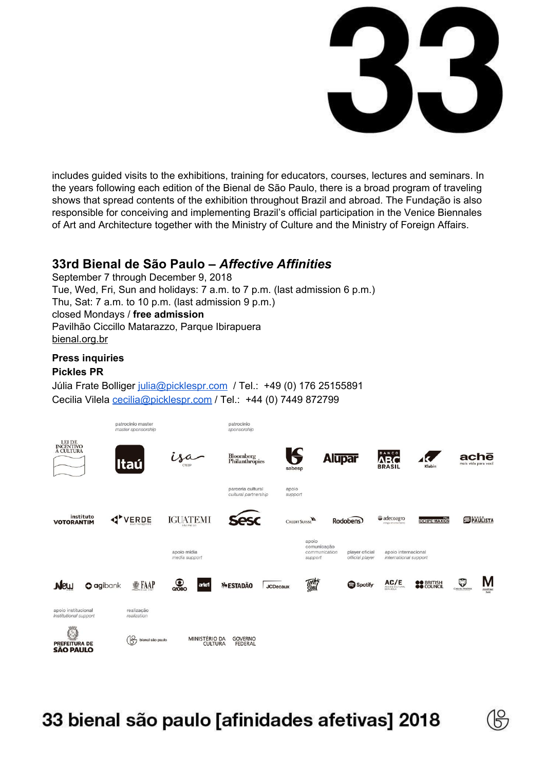includes guided visits to the exhibitions, training for educators, courses, lectures and seminars. In the years following each edition of the Bienal de São Paulo, there is a broad program of traveling shows that spread contents of the exhibition throughout Brazil and abroad. The Fundação is also responsible for conceiving and implementing Brazil's official participation in the Venice Biennales of Art and Architecture together with the Ministry of Culture and the Ministry of Foreign Affairs.

## 33rd Bienal de São Paulo – *Affective Affinities*

September 7 through December 9, 2018
Tue, Wed, Fri, Sun and holidays: 7 a.m. to 7 p.m. (last admission 6 p.m.)
Thu, Sat: 7 a.m. to 10 p.m. (last admission 9 p.m.)
closed Mondays / **free admission**
Pavilhão Ciccillo Matarazzo, Parque Ibirapuera
bienal.org.br

**Press inquiries**
**Pickles PR**
Júlia Frate Bolliger julia@picklespr.com / Tel.: +49 (0) 176 25155891
Cecilia Vilela cecilia@picklespr.com / Tel.: +44 (0) 7449 872799

patrocínio master
*master sponsorship*

patrocínio
*sponsorship*

parceria cultural
*cultural partnership*

apoio
*support*

apoio mídia
*media support*

apoio comunicação
*communication support*

player oficial
*official player*

apoio internacional
*international support*

apoio institucional
*institutional support*

realização
*realization*

33 bienal são paulo [afinidades afetivas] 2018